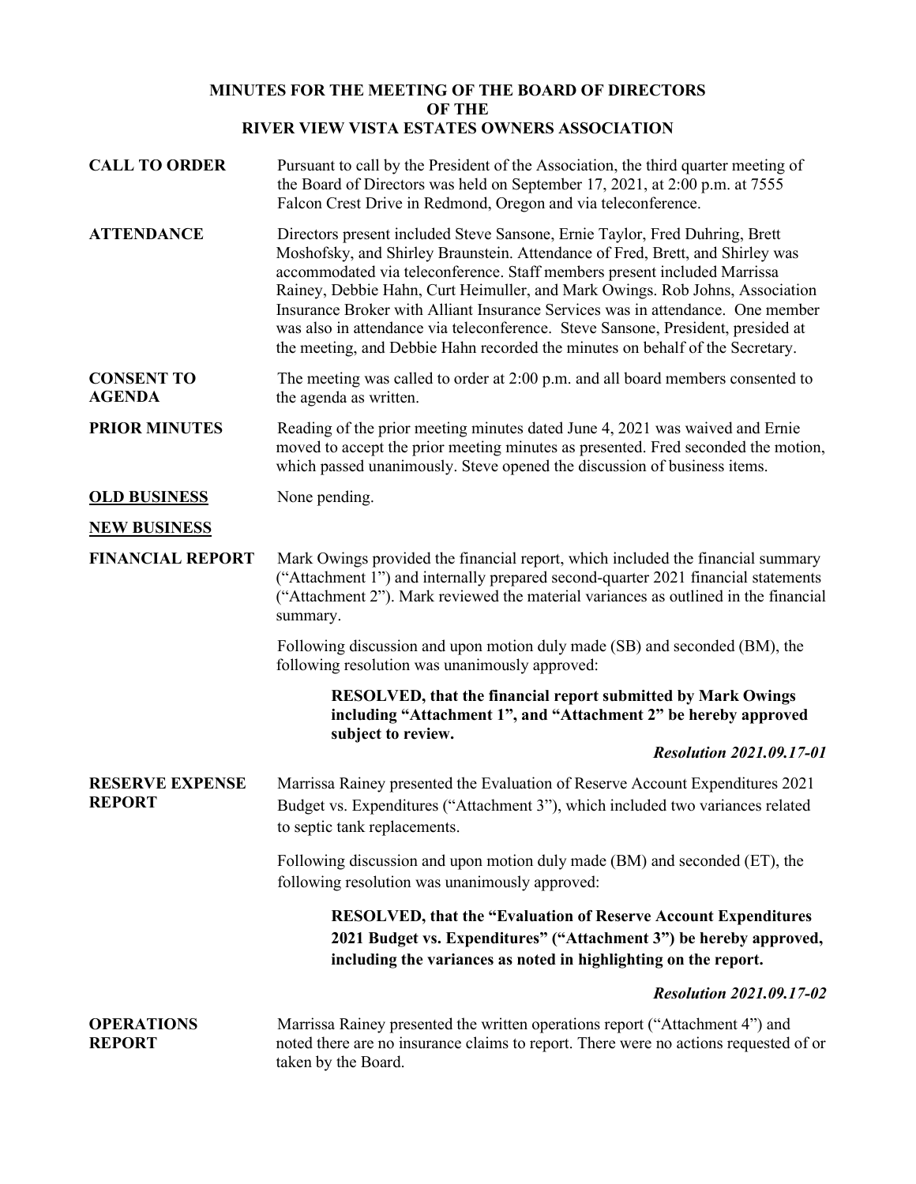# MINUTES FOR THE MEETING OF THE BOARD OF DIRECTORS OF THE RIVER VIEW VISTA ESTATES OWNERS ASSOCIATION

**CALL TO ORDER**

Pursuant to call by the President of the Association, the third quarter meeting of the Board of Directors was held on September 17, 2021, at 2:00 p.m. at 7555 Falcon Crest Drive in Redmond, Oregon and via teleconference.

**ATTENDANCE**

Directors present included Steve Sansone, Ernie Taylor, Fred Duhring, Brett Moshofsky, and Shirley Braunstein. Attendance of Fred, Brett, and Shirley was accommodated via teleconference. Staff members present included Marrissa Rainey, Debbie Hahn, Curt Heimuller, and Mark Owings. Rob Johns, Association Insurance Broker with Alliant Insurance Services was in attendance. One member was also in attendance via teleconference. Steve Sansone, President, presided at the meeting, and Debbie Hahn recorded the minutes on behalf of the Secretary.

**CONSENT TO AGENDA**

The meeting was called to order at 2:00 p.m. and all board members consented to the agenda as written.

**PRIOR MINUTES**

Reading of the prior meeting minutes dated June 4, 2021 was waived and Ernie moved to accept the prior meeting minutes as presented. Fred seconded the motion, which passed unanimously. Steve opened the discussion of business items.

**OLD BUSINESS**

None pending.

**NEW BUSINESS**

**FINANCIAL REPORT**

Mark Owings provided the financial report, which included the financial summary ("Attachment 1") and internally prepared second-quarter 2021 financial statements ("Attachment 2"). Mark reviewed the material variances as outlined in the financial summary.

Following discussion and upon motion duly made (SB) and seconded (BM), the following resolution was unanimously approved:

> **RESOLVED, that the financial report submitted by Mark Owings including "Attachment 1", and "Attachment 2" be hereby approved subject to review.**
>
> ***Resolution 2021.09.17-01***

**RESERVE EXPENSE REPORT**

Marrissa Rainey presented the Evaluation of Reserve Account Expenditures 2021 Budget vs. Expenditures ("Attachment 3"), which included two variances related to septic tank replacements.

Following discussion and upon motion duly made (BM) and seconded (ET), the following resolution was unanimously approved:

> **RESOLVED, that the "Evaluation of Reserve Account Expenditures 2021 Budget vs. Expenditures" ("Attachment 3") be hereby approved, including the variances as noted in highlighting on the report.**
>
> ***Resolution 2021.09.17-02***

**OPERATIONS REPORT**

Marrissa Rainey presented the written operations report ("Attachment 4") and noted there are no insurance claims to report. There were no actions requested of or taken by the Board.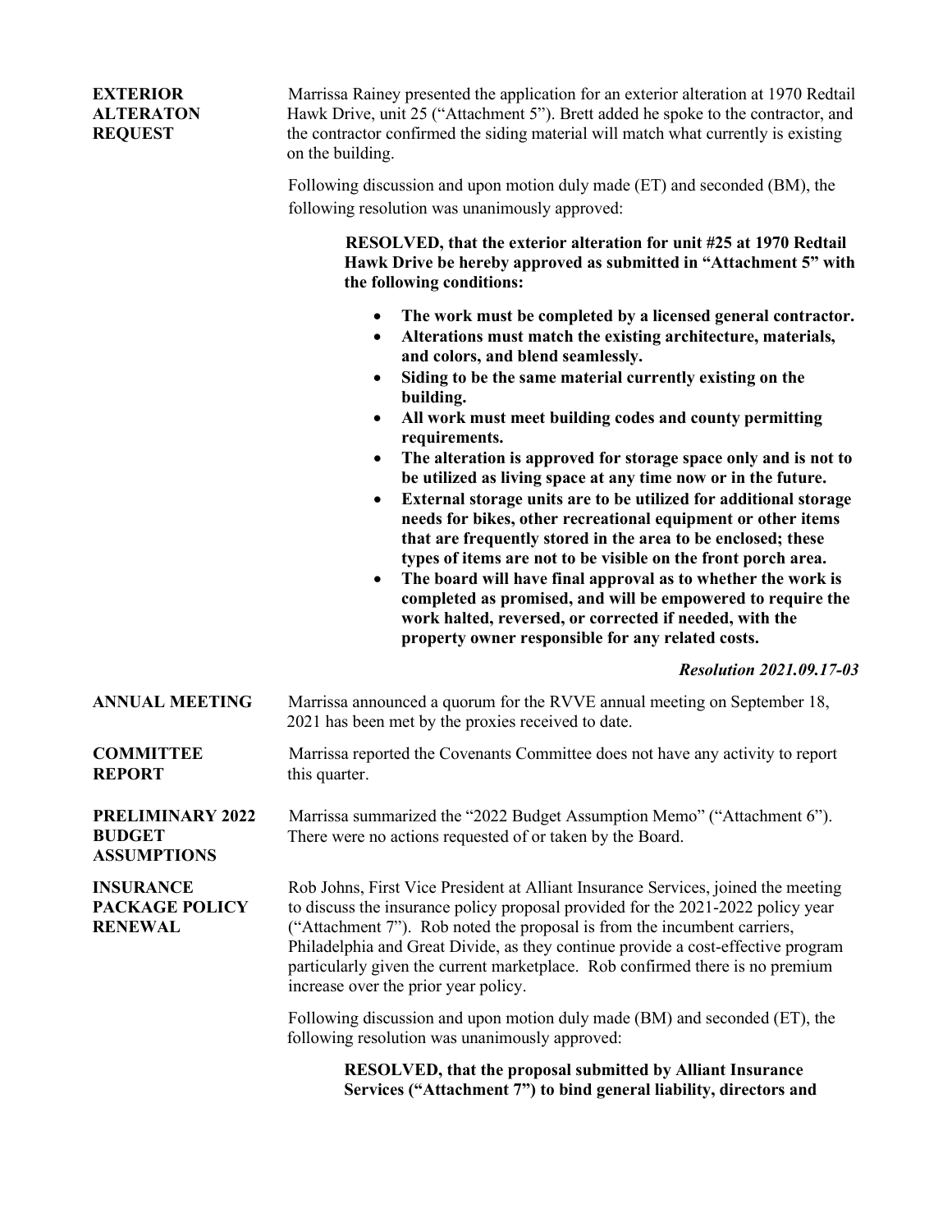**EXTERIOR ALTERATON REQUEST**

Marrissa Rainey presented the application for an exterior alteration at 1970 Redtail Hawk Drive, unit 25 ("Attachment 5"). Brett added he spoke to the contractor, and the contractor confirmed the siding material will match what currently is existing on the building.

Following discussion and upon motion duly made (ET) and seconded (BM), the following resolution was unanimously approved:

> **RESOLVED, that the exterior alteration for unit #25 at 1970 Redtail Hawk Drive be hereby approved as submitted in "Attachment 5" with the following conditions:**
>
> - **The work must be completed by a licensed general contractor.**
> - **Alterations must match the existing architecture, materials, and colors, and blend seamlessly.**
> - **Siding to be the same material currently existing on the building.**
> - **All work must meet building codes and county permitting requirements.**
> - **The alteration is approved for storage space only and is not to be utilized as living space at any time now or in the future.**
> - **External storage units are to be utilized for additional storage needs for bikes, other recreational equipment or other items that are frequently stored in the area to be enclosed; these types of items are not to be visible on the front porch area.**
> - **The board will have final approval as to whether the work is completed as promised, and will be empowered to require the work halted, reversed, or corrected if needed, with the property owner responsible for any related costs.**

***Resolution 2021.09.17-03***

**ANNUAL MEETING**

Marrissa announced a quorum for the RVVE annual meeting on September 18, 2021 has been met by the proxies received to date.

**COMMITTEE REPORT**

Marrissa reported the Covenants Committee does not have any activity to report this quarter.

**PRELIMINARY 2022 BUDGET ASSUMPTIONS**

Marrissa summarized the "2022 Budget Assumption Memo" ("Attachment 6"). There were no actions requested of or taken by the Board.

**INSURANCE PACKAGE POLICY RENEWAL**

Rob Johns, First Vice President at Alliant Insurance Services, joined the meeting to discuss the insurance policy proposal provided for the 2021-2022 policy year ("Attachment 7"). Rob noted the proposal is from the incumbent carriers, Philadelphia and Great Divide, as they continue provide a cost-effective program particularly given the current marketplace. Rob confirmed there is no premium increase over the prior year policy.

Following discussion and upon motion duly made (BM) and seconded (ET), the following resolution was unanimously approved:

> **RESOLVED, that the proposal submitted by Alliant Insurance Services ("Attachment 7") to bind general liability, directors and**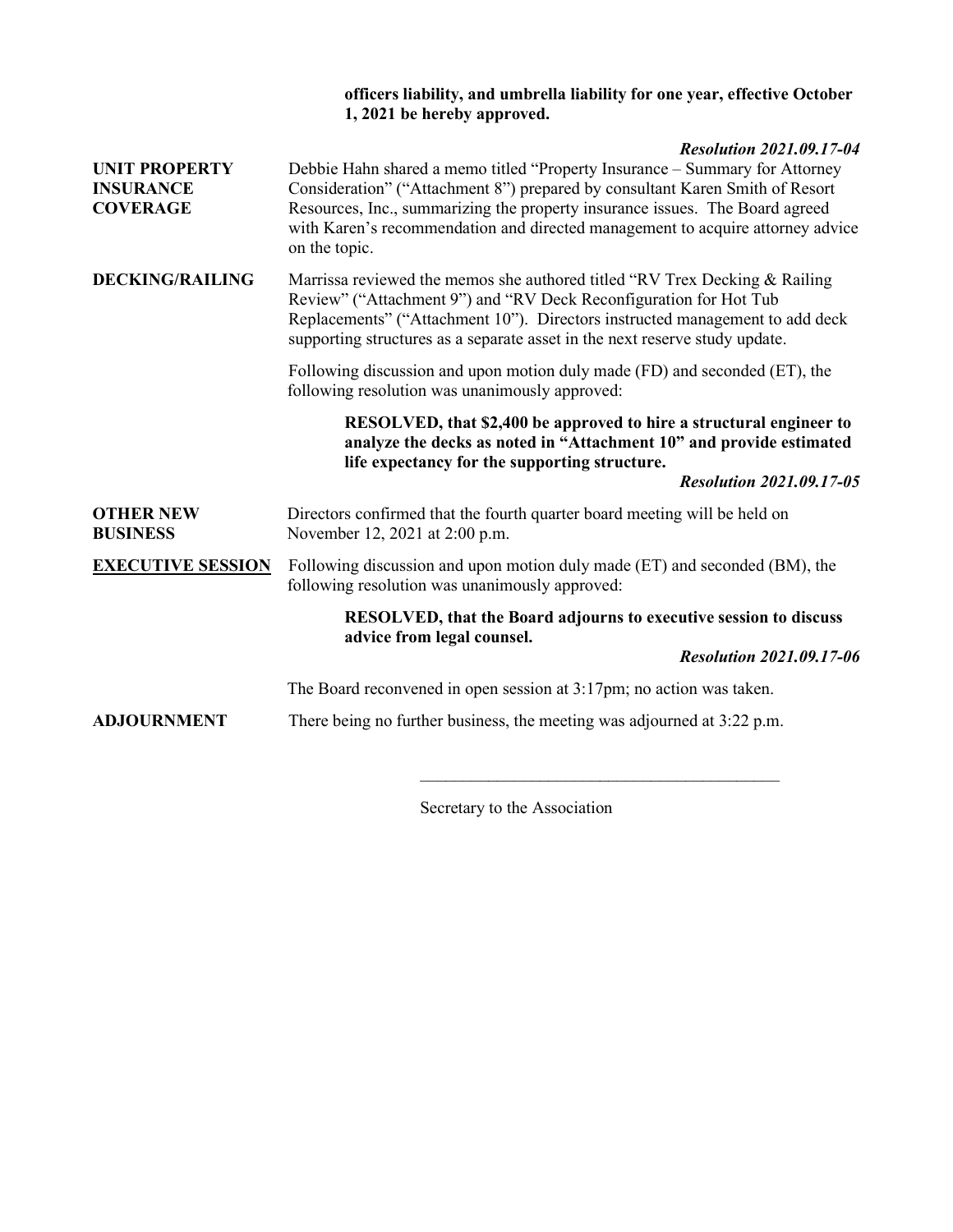**officers liability, and umbrella liability for one year, effective October 1, 2021 be hereby approved.**

***Resolution 2021.09.17-04***

**UNIT PROPERTY INSURANCE COVERAGE**

Debbie Hahn shared a memo titled "Property Insurance – Summary for Attorney Consideration" ("Attachment 8") prepared by consultant Karen Smith of Resort Resources, Inc., summarizing the property insurance issues. The Board agreed with Karen's recommendation and directed management to acquire attorney advice on the topic.

**DECKING/RAILING**

Marrissa reviewed the memos she authored titled "RV Trex Decking & Railing Review" ("Attachment 9") and "RV Deck Reconfiguration for Hot Tub Replacements" ("Attachment 10"). Directors instructed management to add deck supporting structures as a separate asset in the next reserve study update.

Following discussion and upon motion duly made (FD) and seconded (ET), the following resolution was unanimously approved:

**RESOLVED, that $2,400 be approved to hire a structural engineer to analyze the decks as noted in "Attachment 10" and provide estimated life expectancy for the supporting structure.**

***Resolution 2021.09.17-05***

**OTHER NEW BUSINESS**

Directors confirmed that the fourth quarter board meeting will be held on November 12, 2021 at 2:00 p.m.

**EXECUTIVE SESSION**

Following discussion and upon motion duly made (ET) and seconded (BM), the following resolution was unanimously approved:

**RESOLVED, that the Board adjourns to executive session to discuss advice from legal counsel.**

***Resolution 2021.09.17-06***

The Board reconvened in open session at 3:17pm; no action was taken.

**ADJOURNMENT**

There being no further business, the meeting was adjourned at 3:22 p.m.

\_\_\_\_\_\_\_\_\_\_\_\_\_\_\_\_\_\_\_\_\_\_\_\_\_\_\_\_\_\_\_\_\_\_\_\_\_\_\_\_\_\_\_\_

Secretary to the Association